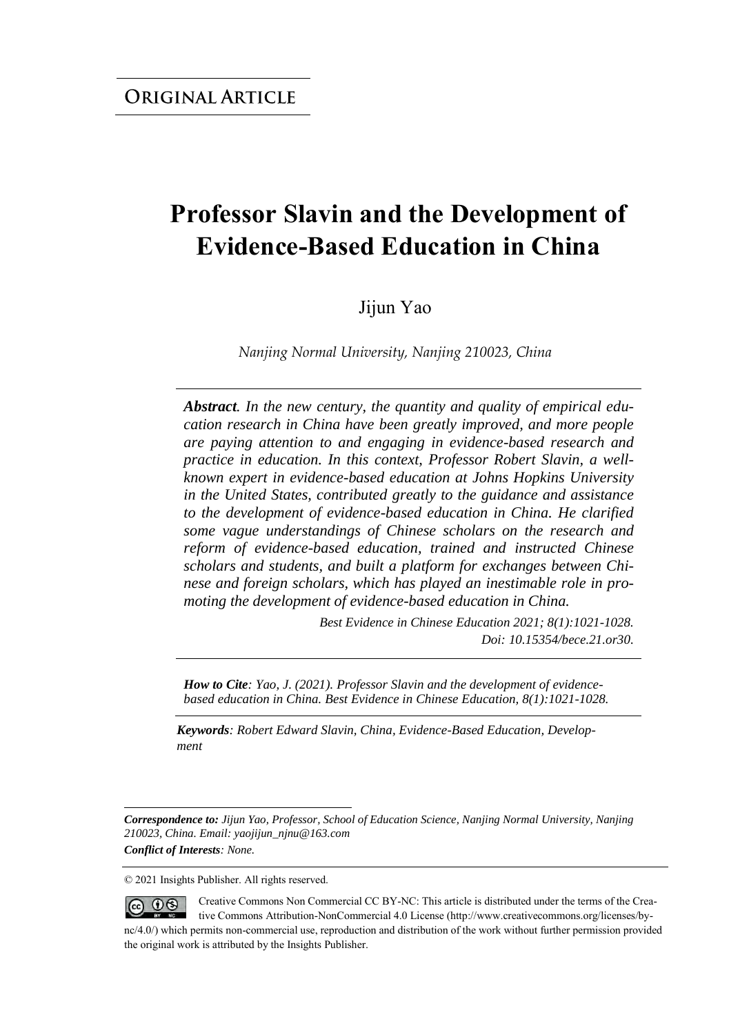**Original Article**

# Professor Slavin and the Development of Evidence-Based Education in China

Jijun Yao

*Nanjing Normal University, Nanjing 210023, China*

***Abstract.*** *In the new century, the quantity and quality of empirical education research in China have been greatly improved, and more people are paying attention to and engaging in evidence-based research and practice in education. In this context, Professor Robert Slavin, a well-known expert in evidence-based education at Johns Hopkins University in the United States, contributed greatly to the guidance and assistance to the development of evidence-based education in China. He clarified some vague understandings of Chinese scholars on the research and reform of evidence-based education, trained and instructed Chinese scholars and students, and built a platform for exchanges between Chinese and foreign scholars, which has played an inestimable role in promoting the development of evidence-based education in China.*

*Best Evidence in Chinese Education 2021; 8(1):1021-1028.*
*Doi: 10.15354/bece.21.or30.*

***How to Cite****: Yao, J. (2021). Professor Slavin and the development of evidence-based education in China. Best Evidence in Chinese Education, 8(1):1021-1028.*

***Keywords****: Robert Edward Slavin, China, Evidence-Based Education, Development*

***Correspondence to:*** *Jijun Yao, Professor, School of Education Science, Nanjing Normal University, Nanjing 210023, China. Email: yaojijun_njnu@163.com*

***Conflict of Interests****: None.*

© 2021 Insights Publisher. All rights reserved.

Creative Commons Non Commercial CC BY-NC: This article is distributed under the terms of the Creative Commons Attribution-NonCommercial 4.0 License (http://www.creativecommons.org/licenses/by-nc/4.0/) which permits non-commercial use, reproduction and distribution of the work without further permission provided the original work is attributed by the Insights Publisher.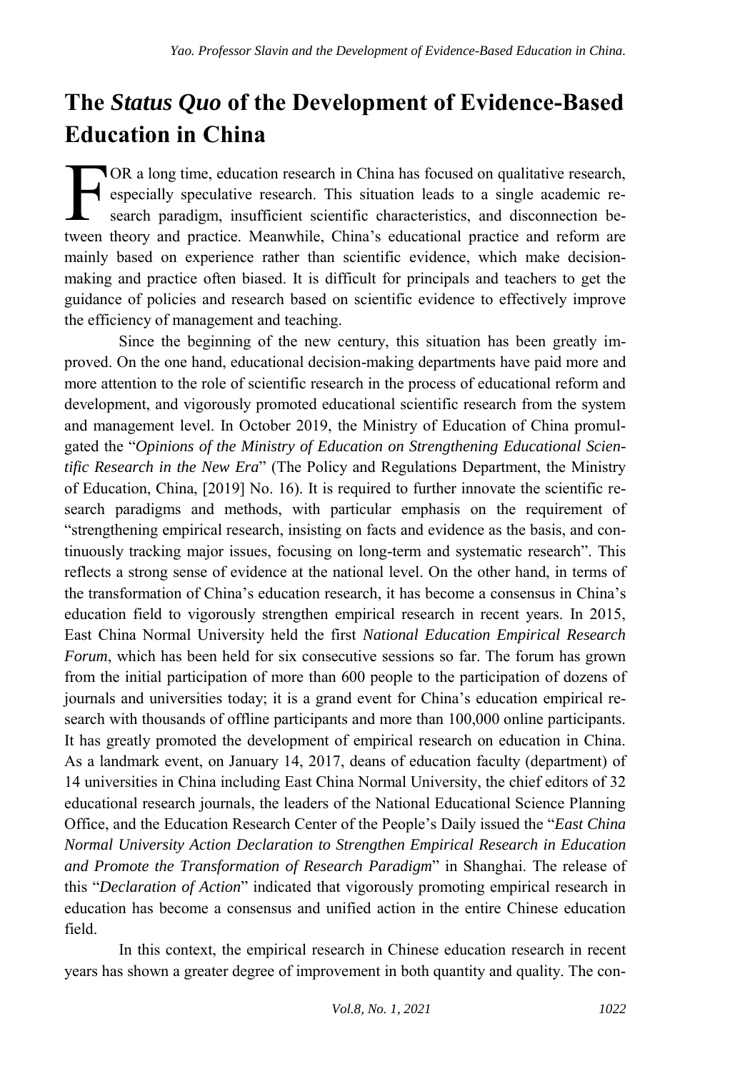# The *Status Quo* of the Development of Evidence-Based Education in China

FOR a long time, education research in China has focused on qualitative research, especially speculative research. This situation leads to a single academic research paradigm, insufficient scientific characteristics, and disconnection between theory and practice. Meanwhile, China's educational practice and reform are mainly based on experience rather than scientific evidence, which make decision-making and practice often biased. It is difficult for principals and teachers to get the guidance of policies and research based on scientific evidence to effectively improve the efficiency of management and teaching.

Since the beginning of the new century, this situation has been greatly improved. On the one hand, educational decision-making departments have paid more and more attention to the role of scientific research in the process of educational reform and development, and vigorously promoted educational scientific research from the system and management level. In October 2019, the Ministry of Education of China promulgated the "*Opinions of the Ministry of Education on Strengthening Educational Scientific Research in the New Era*" (The Policy and Regulations Department, the Ministry of Education, China, [2019] No. 16). It is required to further innovate the scientific research paradigms and methods, with particular emphasis on the requirement of "strengthening empirical research, insisting on facts and evidence as the basis, and continuously tracking major issues, focusing on long-term and systematic research". This reflects a strong sense of evidence at the national level. On the other hand, in terms of the transformation of China's education research, it has become a consensus in China's education field to vigorously strengthen empirical research in recent years. In 2015, East China Normal University held the first *National Education Empirical Research Forum*, which has been held for six consecutive sessions so far. The forum has grown from the initial participation of more than 600 people to the participation of dozens of journals and universities today; it is a grand event for China's education empirical research with thousands of offline participants and more than 100,000 online participants. It has greatly promoted the development of empirical research on education in China. As a landmark event, on January 14, 2017, deans of education faculty (department) of 14 universities in China including East China Normal University, the chief editors of 32 educational research journals, the leaders of the National Educational Science Planning Office, and the Education Research Center of the People's Daily issued the "*East China Normal University Action Declaration to Strengthen Empirical Research in Education and Promote the Transformation of Research Paradigm*" in Shanghai. The release of this "*Declaration of Action*" indicated that vigorously promoting empirical research in education has become a consensus and unified action in the entire Chinese education field.

In this context, the empirical research in Chinese education research in recent years has shown a greater degree of improvement in both quantity and quality. The con-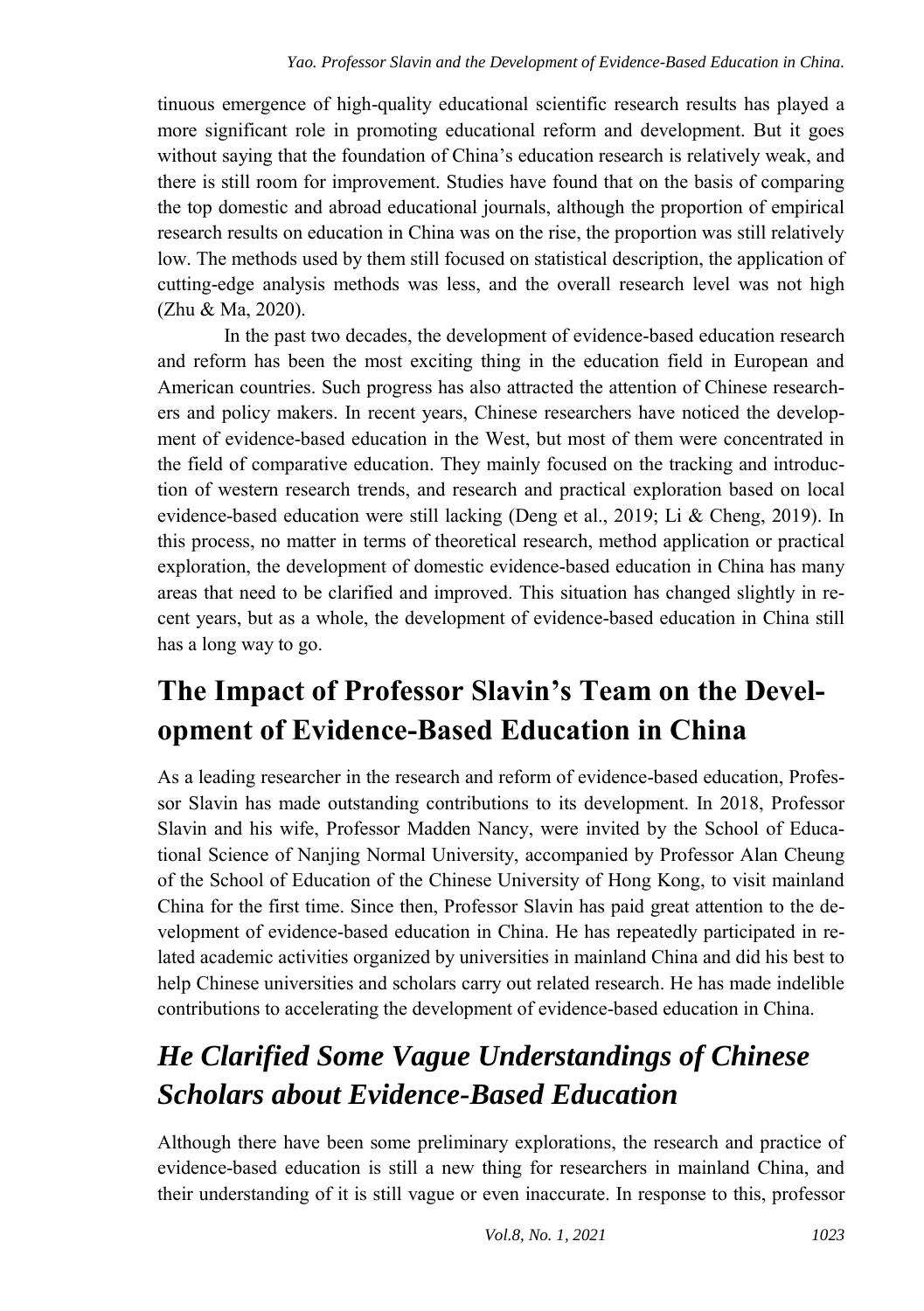tinuous emergence of high-quality educational scientific research results has played a more significant role in promoting educational reform and development. But it goes without saying that the foundation of China's education research is relatively weak, and there is still room for improvement. Studies have found that on the basis of comparing the top domestic and abroad educational journals, although the proportion of empirical research results on education in China was on the rise, the proportion was still relatively low. The methods used by them still focused on statistical description, the application of cutting-edge analysis methods was less, and the overall research level was not high (Zhu & Ma, 2020).

In the past two decades, the development of evidence-based education research and reform has been the most exciting thing in the education field in European and American countries. Such progress has also attracted the attention of Chinese researchers and policy makers. In recent years, Chinese researchers have noticed the development of evidence-based education in the West, but most of them were concentrated in the field of comparative education. They mainly focused on the tracking and introduction of western research trends, and research and practical exploration based on local evidence-based education were still lacking (Deng et al., 2019; Li & Cheng, 2019). In this process, no matter in terms of theoretical research, method application or practical exploration, the development of domestic evidence-based education in China has many areas that need to be clarified and improved. This situation has changed slightly in recent years, but as a whole, the development of evidence-based education in China still has a long way to go.

## The Impact of Professor Slavin's Team on the Development of Evidence-Based Education in China

As a leading researcher in the research and reform of evidence-based education, Professor Slavin has made outstanding contributions to its development. In 2018, Professor Slavin and his wife, Professor Madden Nancy, were invited by the School of Educational Science of Nanjing Normal University, accompanied by Professor Alan Cheung of the School of Education of the Chinese University of Hong Kong, to visit mainland China for the first time. Since then, Professor Slavin has paid great attention to the development of evidence-based education in China. He has repeatedly participated in related academic activities organized by universities in mainland China and did his best to help Chinese universities and scholars carry out related research. He has made indelible contributions to accelerating the development of evidence-based education in China.

### *He Clarified Some Vague Understandings of Chinese Scholars about Evidence-Based Education*

Although there have been some preliminary explorations, the research and practice of evidence-based education is still a new thing for researchers in mainland China, and their understanding of it is still vague or even inaccurate. In response to this, professor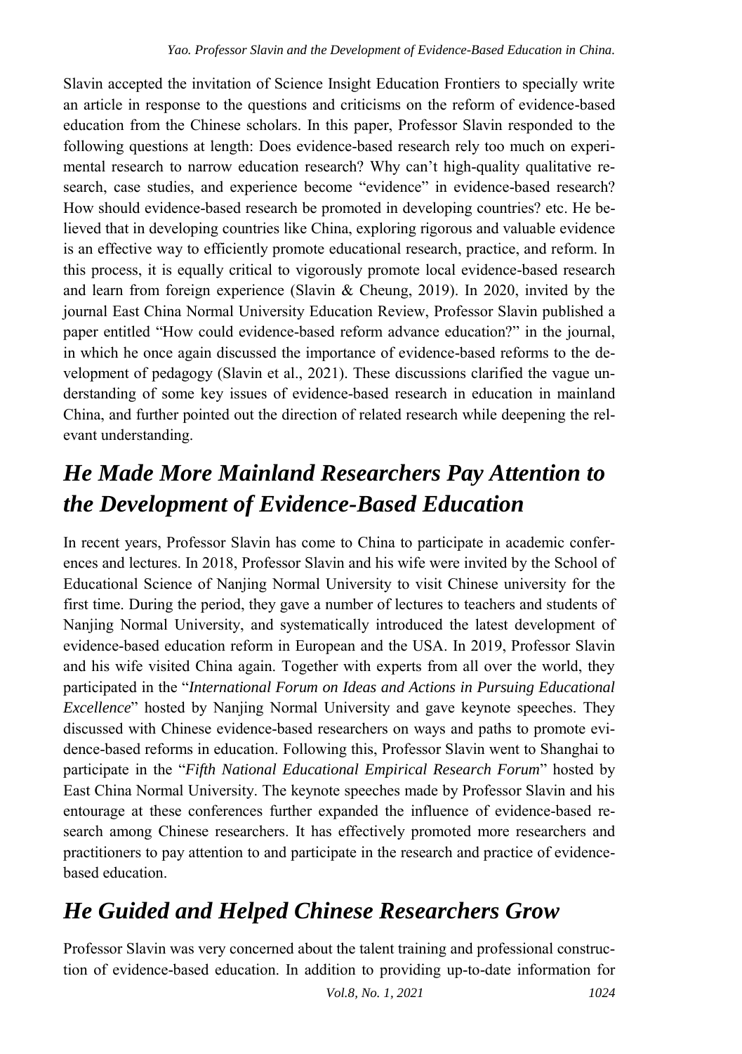Slavin accepted the invitation of Science Insight Education Frontiers to specially write an article in response to the questions and criticisms on the reform of evidence-based education from the Chinese scholars. In this paper, Professor Slavin responded to the following questions at length: Does evidence-based research rely too much on experimental research to narrow education research? Why can't high-quality qualitative research, case studies, and experience become "evidence" in evidence-based research? How should evidence-based research be promoted in developing countries? etc. He believed that in developing countries like China, exploring rigorous and valuable evidence is an effective way to efficiently promote educational research, practice, and reform. In this process, it is equally critical to vigorously promote local evidence-based research and learn from foreign experience (Slavin & Cheung, 2019). In 2020, invited by the journal East China Normal University Education Review, Professor Slavin published a paper entitled "How could evidence-based reform advance education?" in the journal, in which he once again discussed the importance of evidence-based reforms to the development of pedagogy (Slavin et al., 2021). These discussions clarified the vague understanding of some key issues of evidence-based research in education in mainland China, and further pointed out the direction of related research while deepening the relevant understanding.

## *He Made More Mainland Researchers Pay Attention to the Development of Evidence-Based Education*

In recent years, Professor Slavin has come to China to participate in academic conferences and lectures. In 2018, Professor Slavin and his wife were invited by the School of Educational Science of Nanjing Normal University to visit Chinese university for the first time. During the period, they gave a number of lectures to teachers and students of Nanjing Normal University, and systematically introduced the latest development of evidence-based education reform in European and the USA. In 2019, Professor Slavin and his wife visited China again. Together with experts from all over the world, they participated in the "*International Forum on Ideas and Actions in Pursuing Educational Excellence*" hosted by Nanjing Normal University and gave keynote speeches. They discussed with Chinese evidence-based researchers on ways and paths to promote evidence-based reforms in education. Following this, Professor Slavin went to Shanghai to participate in the "*Fifth National Educational Empirical Research Forum*" hosted by East China Normal University. The keynote speeches made by Professor Slavin and his entourage at these conferences further expanded the influence of evidence-based research among Chinese researchers. It has effectively promoted more researchers and practitioners to pay attention to and participate in the research and practice of evidence-based education.

## *He Guided and Helped Chinese Researchers Grow*

Professor Slavin was very concerned about the talent training and professional construction of evidence-based education. In addition to providing up-to-date information for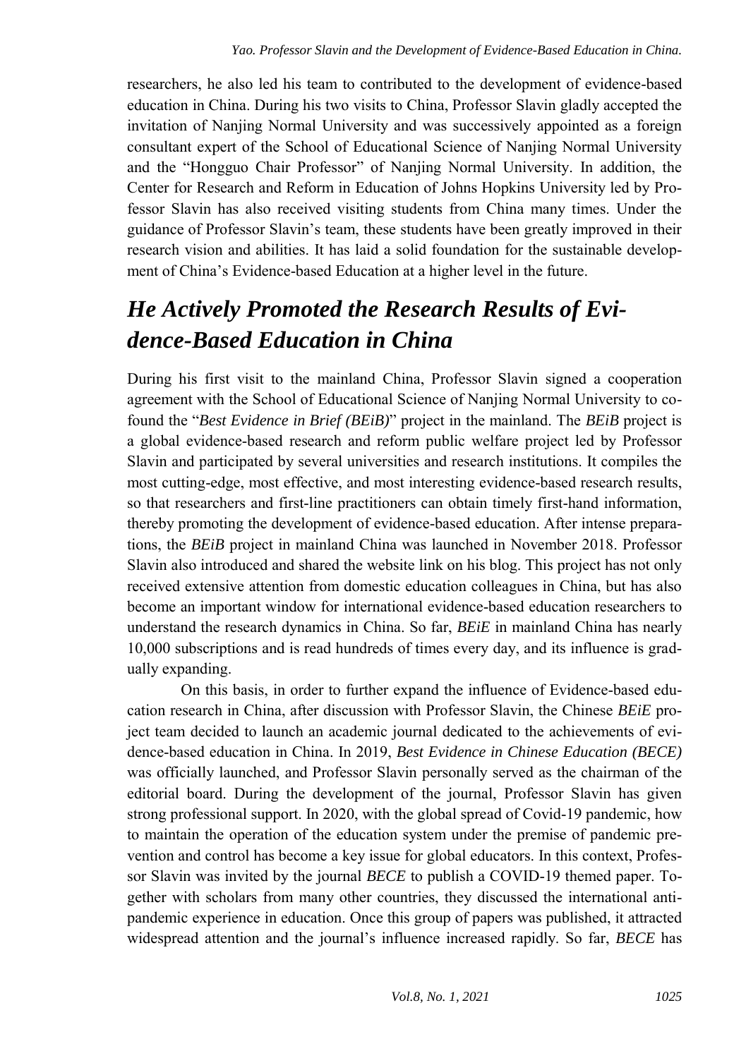researchers, he also led his team to contributed to the development of evidence-based education in China. During his two visits to China, Professor Slavin gladly accepted the invitation of Nanjing Normal University and was successively appointed as a foreign consultant expert of the School of Educational Science of Nanjing Normal University and the "Hongguo Chair Professor" of Nanjing Normal University. In addition, the Center for Research and Reform in Education of Johns Hopkins University led by Professor Slavin has also received visiting students from China many times. Under the guidance of Professor Slavin's team, these students have been greatly improved in their research vision and abilities. It has laid a solid foundation for the sustainable development of China's Evidence-based Education at a higher level in the future.

## *He Actively Promoted the Research Results of Evidence-Based Education in China*

During his first visit to the mainland China, Professor Slavin signed a cooperation agreement with the School of Educational Science of Nanjing Normal University to co-found the "*Best Evidence in Brief (BEiB)*" project in the mainland. The *BEiB* project is a global evidence-based research and reform public welfare project led by Professor Slavin and participated by several universities and research institutions. It compiles the most cutting-edge, most effective, and most interesting evidence-based research results, so that researchers and first-line practitioners can obtain timely first-hand information, thereby promoting the development of evidence-based education. After intense preparations, the *BEiB* project in mainland China was launched in November 2018. Professor Slavin also introduced and shared the website link on his blog. This project has not only received extensive attention from domestic education colleagues in China, but has also become an important window for international evidence-based education researchers to understand the research dynamics in China. So far, *BEiE* in mainland China has nearly 10,000 subscriptions and is read hundreds of times every day, and its influence is gradually expanding.

On this basis, in order to further expand the influence of Evidence-based education research in China, after discussion with Professor Slavin, the Chinese *BEiE* project team decided to launch an academic journal dedicated to the achievements of evidence-based education in China. In 2019, *Best Evidence in Chinese Education (BECE)* was officially launched, and Professor Slavin personally served as the chairman of the editorial board. During the development of the journal, Professor Slavin has given strong professional support. In 2020, with the global spread of Covid-19 pandemic, how to maintain the operation of the education system under the premise of pandemic prevention and control has become a key issue for global educators. In this context, Professor Slavin was invited by the journal *BECE* to publish a COVID-19 themed paper. Together with scholars from many other countries, they discussed the international anti-pandemic experience in education. Once this group of papers was published, it attracted widespread attention and the journal's influence increased rapidly. So far, *BECE* has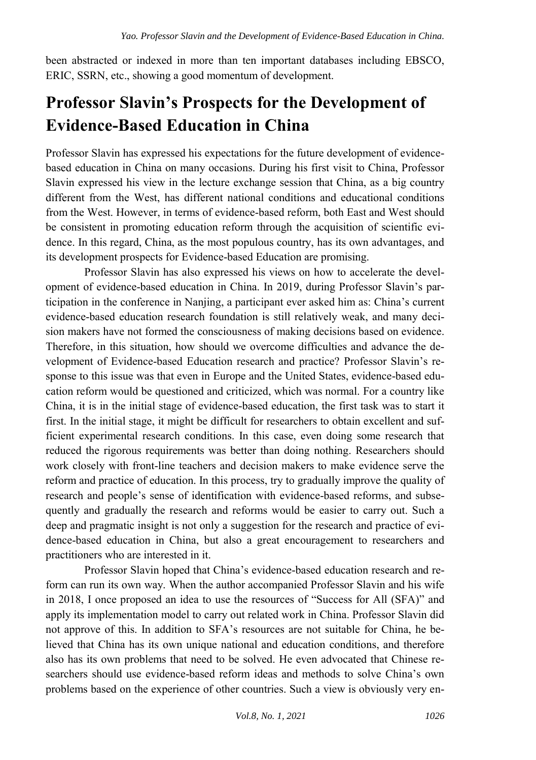been abstracted or indexed in more than ten important databases including EBSCO, ERIC, SSRN, etc., showing a good momentum of development.

## Professor Slavin's Prospects for the Development of Evidence-Based Education in China

Professor Slavin has expressed his expectations for the future development of evidence-based education in China on many occasions. During his first visit to China, Professor Slavin expressed his view in the lecture exchange session that China, as a big country different from the West, has different national conditions and educational conditions from the West. However, in terms of evidence-based reform, both East and West should be consistent in promoting education reform through the acquisition of scientific evidence. In this regard, China, as the most populous country, has its own advantages, and its development prospects for Evidence-based Education are promising.

Professor Slavin has also expressed his views on how to accelerate the development of evidence-based education in China. In 2019, during Professor Slavin's participation in the conference in Nanjing, a participant ever asked him as: China's current evidence-based education research foundation is still relatively weak, and many decision makers have not formed the consciousness of making decisions based on evidence. Therefore, in this situation, how should we overcome difficulties and advance the development of Evidence-based Education research and practice? Professor Slavin's response to this issue was that even in Europe and the United States, evidence-based education reform would be questioned and criticized, which was normal. For a country like China, it is in the initial stage of evidence-based education, the first task was to start it first. In the initial stage, it might be difficult for researchers to obtain excellent and sufficient experimental research conditions. In this case, even doing some research that reduced the rigorous requirements was better than doing nothing. Researchers should work closely with front-line teachers and decision makers to make evidence serve the reform and practice of education. In this process, try to gradually improve the quality of research and people's sense of identification with evidence-based reforms, and subsequently and gradually the research and reforms would be easier to carry out. Such a deep and pragmatic insight is not only a suggestion for the research and practice of evidence-based education in China, but also a great encouragement to researchers and practitioners who are interested in it.

Professor Slavin hoped that China's evidence-based education research and reform can run its own way. When the author accompanied Professor Slavin and his wife in 2018, I once proposed an idea to use the resources of "Success for All (SFA)" and apply its implementation model to carry out related work in China. Professor Slavin did not approve of this. In addition to SFA's resources are not suitable for China, he believed that China has its own unique national and education conditions, and therefore also has its own problems that need to be solved. He even advocated that Chinese researchers should use evidence-based reform ideas and methods to solve China's own problems based on the experience of other countries. Such a view is obviously very en-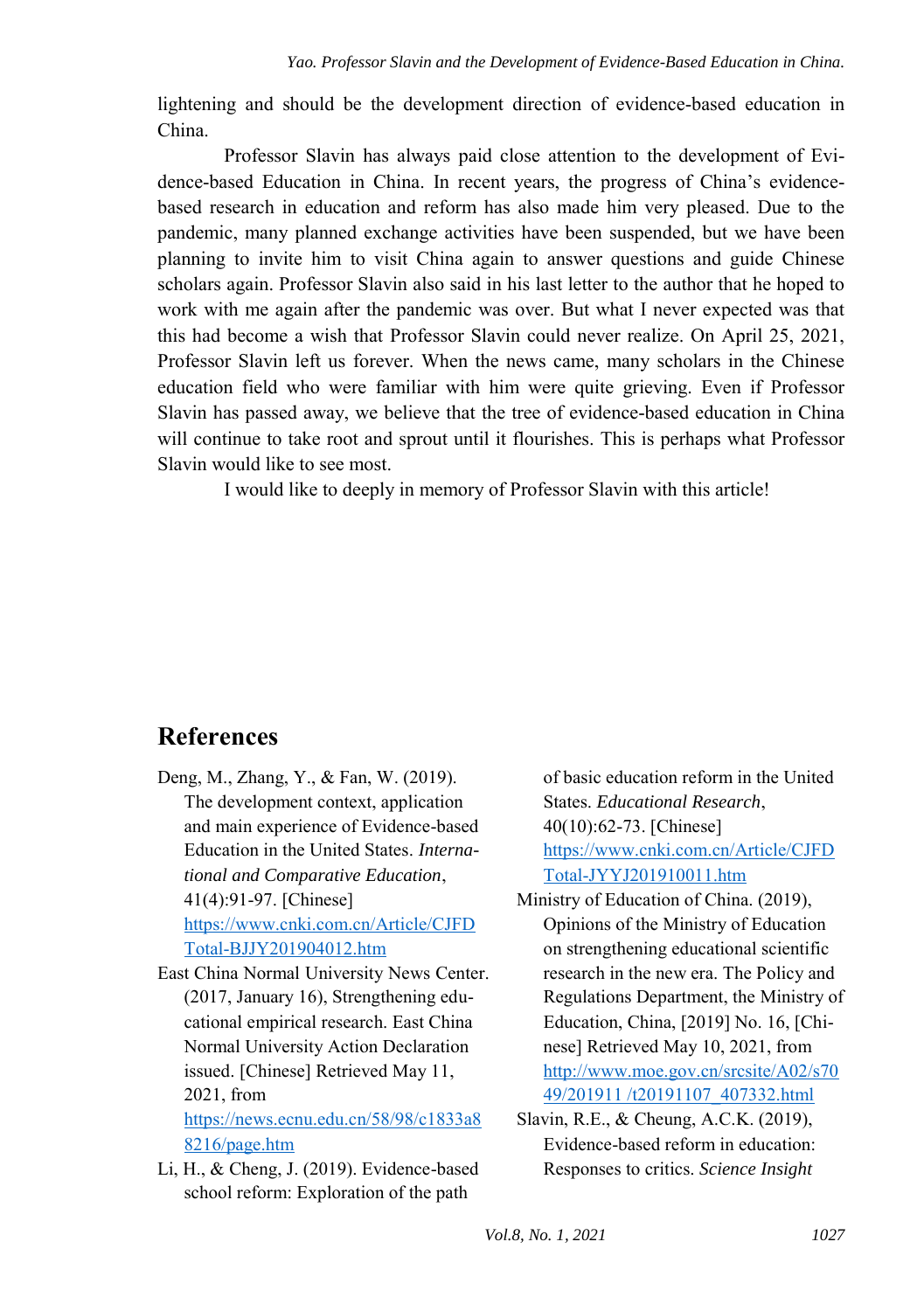lightening and should be the development direction of evidence-based education in China.

Professor Slavin has always paid close attention to the development of Evidence-based Education in China. In recent years, the progress of China's evidence-based research in education and reform has also made him very pleased. Due to the pandemic, many planned exchange activities have been suspended, but we have been planning to invite him to visit China again to answer questions and guide Chinese scholars again. Professor Slavin also said in his last letter to the author that he hoped to work with me again after the pandemic was over. But what I never expected was that this had become a wish that Professor Slavin could never realize. On April 25, 2021, Professor Slavin left us forever. When the news came, many scholars in the Chinese education field who were familiar with him were quite grieving. Even if Professor Slavin has passed away, we believe that the tree of evidence-based education in China will continue to take root and sprout until it flourishes. This is perhaps what Professor Slavin would like to see most.

I would like to deeply in memory of Professor Slavin with this article!

## References

Deng, M., Zhang, Y., & Fan, W. (2019). The development context, application and main experience of Evidence-based Education in the United States. *International and Comparative Education*, 41(4):91-97. [Chinese] https://www.cnki.com.cn/Article/CJFDTotal-BJJY201904012.htm

East China Normal University News Center. (2017, January 16), Strengthening educational empirical research. East China Normal University Action Declaration issued. [Chinese] Retrieved May 11, 2021, from https://news.ecnu.edu.cn/58/98/c1833a88216/page.htm

Li, H., & Cheng, J. (2019). Evidence-based school reform: Exploration of the path of basic education reform in the United States. *Educational Research*, 40(10):62-73. [Chinese] https://www.cnki.com.cn/Article/CJFDTotal-JYYJ201910011.htm

Ministry of Education of China. (2019), Opinions of the Ministry of Education on strengthening educational scientific research in the new era. The Policy and Regulations Department, the Ministry of Education, China, [2019] No. 16, [Chinese] Retrieved May 10, 2021, from http://www.moe.gov.cn/srcsite/A02/s7049/201911 /t20191107_407332.html

Slavin, R.E., & Cheung, A.C.K. (2019), Evidence-based reform in education: Responses to critics. *Science Insight*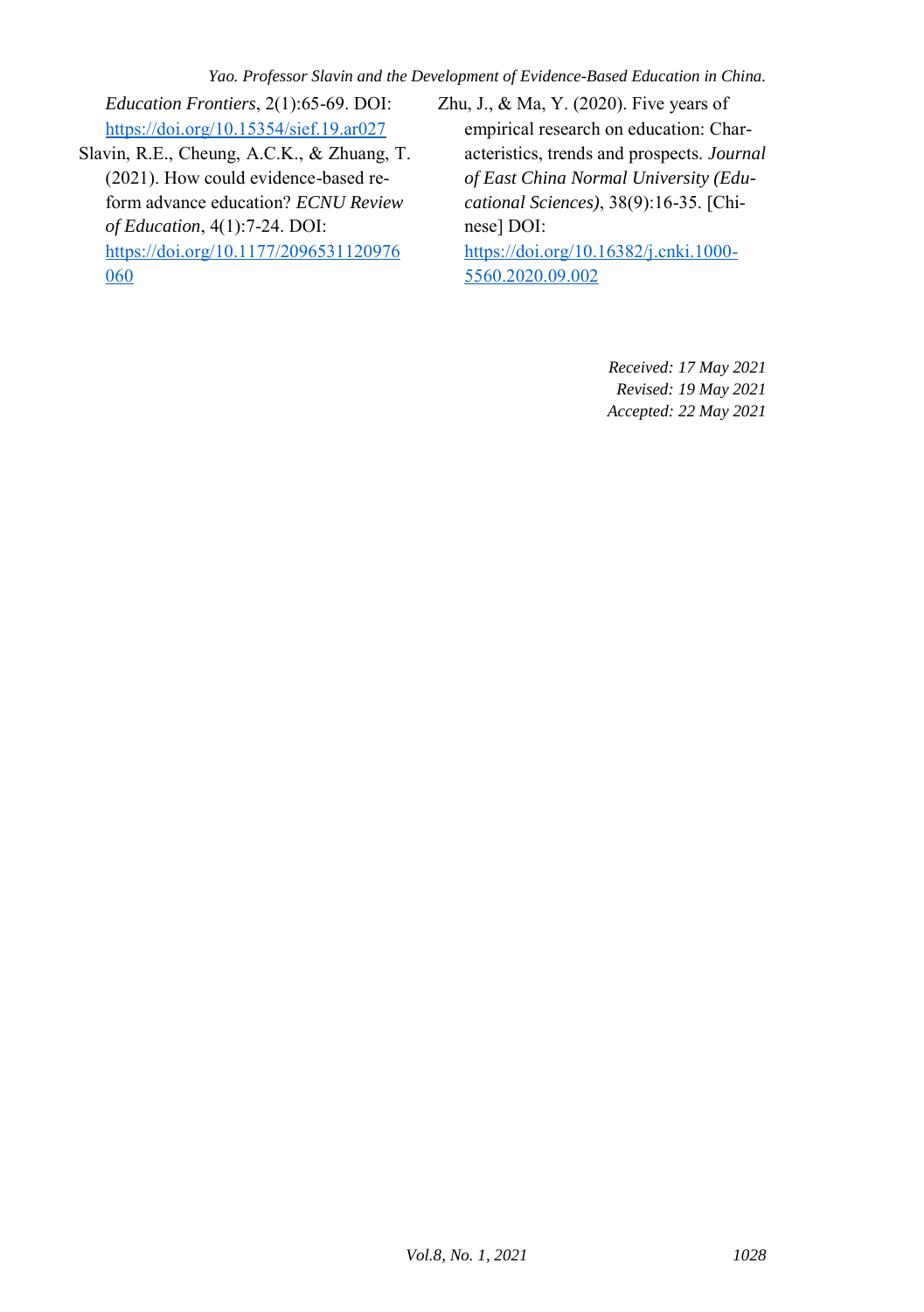*Education Frontiers*, 2(1):65-69. DOI: https://doi.org/10.15354/sief.19.ar027

Slavin, R.E., Cheung, A.C.K., & Zhuang, T. (2021). How could evidence-based reform advance education? *ECNU Review of Education*, 4(1):7-24. DOI: https://doi.org/10.1177/2096531120976060

Zhu, J., & Ma, Y. (2020). Five years of empirical research on education: Characteristics, trends and prospects. *Journal of East China Normal University (Educational Sciences)*, 38(9):16-35. [Chinese] DOI: https://doi.org/10.16382/j.cnki.1000-5560.2020.09.002

*Received: 17 May 2021*
*Revised: 19 May 2021*
*Accepted: 22 May 2021*